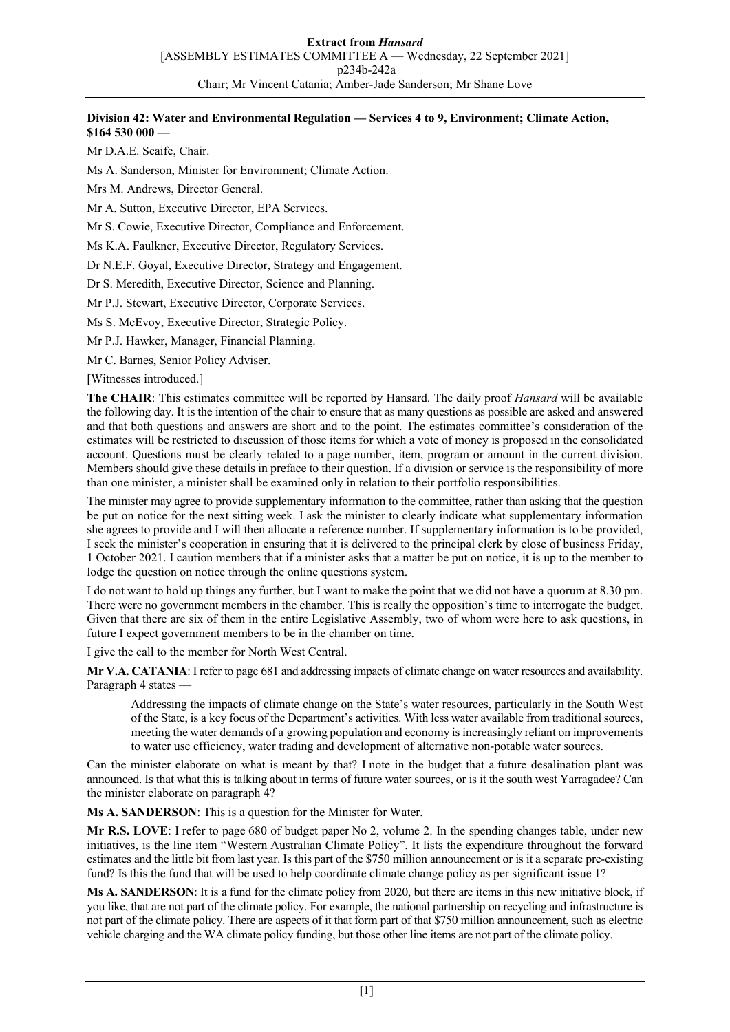**Division 42: Water and Environmental Regulation — Services 4 to 9, Environment; Climate Action, $164 530 000 —**

Mr D.A.E. Scaife, Chair.

Ms A. Sanderson, Minister for Environment; Climate Action.

Mrs M. Andrews, Director General.

Mr A. Sutton, Executive Director, EPA Services.

Mr S. Cowie, Executive Director, Compliance and Enforcement.

Ms K.A. Faulkner, Executive Director, Regulatory Services.

Dr N.E.F. Goyal, Executive Director, Strategy and Engagement.

Dr S. Meredith, Executive Director, Science and Planning.

Mr P.J. Stewart, Executive Director, Corporate Services.

Ms S. McEvoy, Executive Director, Strategic Policy.

Mr P.J. Hawker, Manager, Financial Planning.

Mr C. Barnes, Senior Policy Adviser.

[Witnesses introduced.]

**The CHAIR**: This estimates committee will be reported by Hansard. The daily proof *Hansard* will be available the following day. It is the intention of the chair to ensure that as many questions as possible are asked and answered and that both questions and answers are short and to the point. The estimates committee's consideration of the estimates will be restricted to discussion of those items for which a vote of money is proposed in the consolidated account. Questions must be clearly related to a page number, item, program or amount in the current division. Members should give these details in preface to their question. If a division or service is the responsibility of more than one minister, a minister shall be examined only in relation to their portfolio responsibilities.

The minister may agree to provide supplementary information to the committee, rather than asking that the question be put on notice for the next sitting week. I ask the minister to clearly indicate what supplementary information she agrees to provide and I will then allocate a reference number. If supplementary information is to be provided, I seek the minister's cooperation in ensuring that it is delivered to the principal clerk by close of business Friday, 1 October 2021. I caution members that if a minister asks that a matter be put on notice, it is up to the member to lodge the question on notice through the online questions system.

I do not want to hold up things any further, but I want to make the point that we did not have a quorum at 8.30 pm. There were no government members in the chamber. This is really the opposition's time to interrogate the budget. Given that there are six of them in the entire Legislative Assembly, two of whom were here to ask questions, in future I expect government members to be in the chamber on time.

I give the call to the member for North West Central.

**Mr V.A. CATANIA**: I refer to page 681 and addressing impacts of climate change on water resources and availability. Paragraph 4 states —

> Addressing the impacts of climate change on the State's water resources, particularly in the South West of the State, is a key focus of the Department's activities. With less water available from traditional sources, meeting the water demands of a growing population and economy is increasingly reliant on improvements to water use efficiency, water trading and development of alternative non-potable water sources.

Can the minister elaborate on what is meant by that? I note in the budget that a future desalination plant was announced. Is that what this is talking about in terms of future water sources, or is it the south west Yarragadee? Can the minister elaborate on paragraph 4?

**Ms A. SANDERSON**: This is a question for the Minister for Water.

**Mr R.S. LOVE**: I refer to page 680 of budget paper No 2, volume 2. In the spending changes table, under new initiatives, is the line item "Western Australian Climate Policy". It lists the expenditure throughout the forward estimates and the little bit from last year. Is this part of the $750 million announcement or is it a separate pre-existing fund? Is this the fund that will be used to help coordinate climate change policy as per significant issue 1?

**Ms A. SANDERSON**: It is a fund for the climate policy from 2020, but there are items in this new initiative block, if you like, that are not part of the climate policy. For example, the national partnership on recycling and infrastructure is not part of the climate policy. There are aspects of it that form part of that $750 million announcement, such as electric vehicle charging and the WA climate policy funding, but those other line items are not part of the climate policy.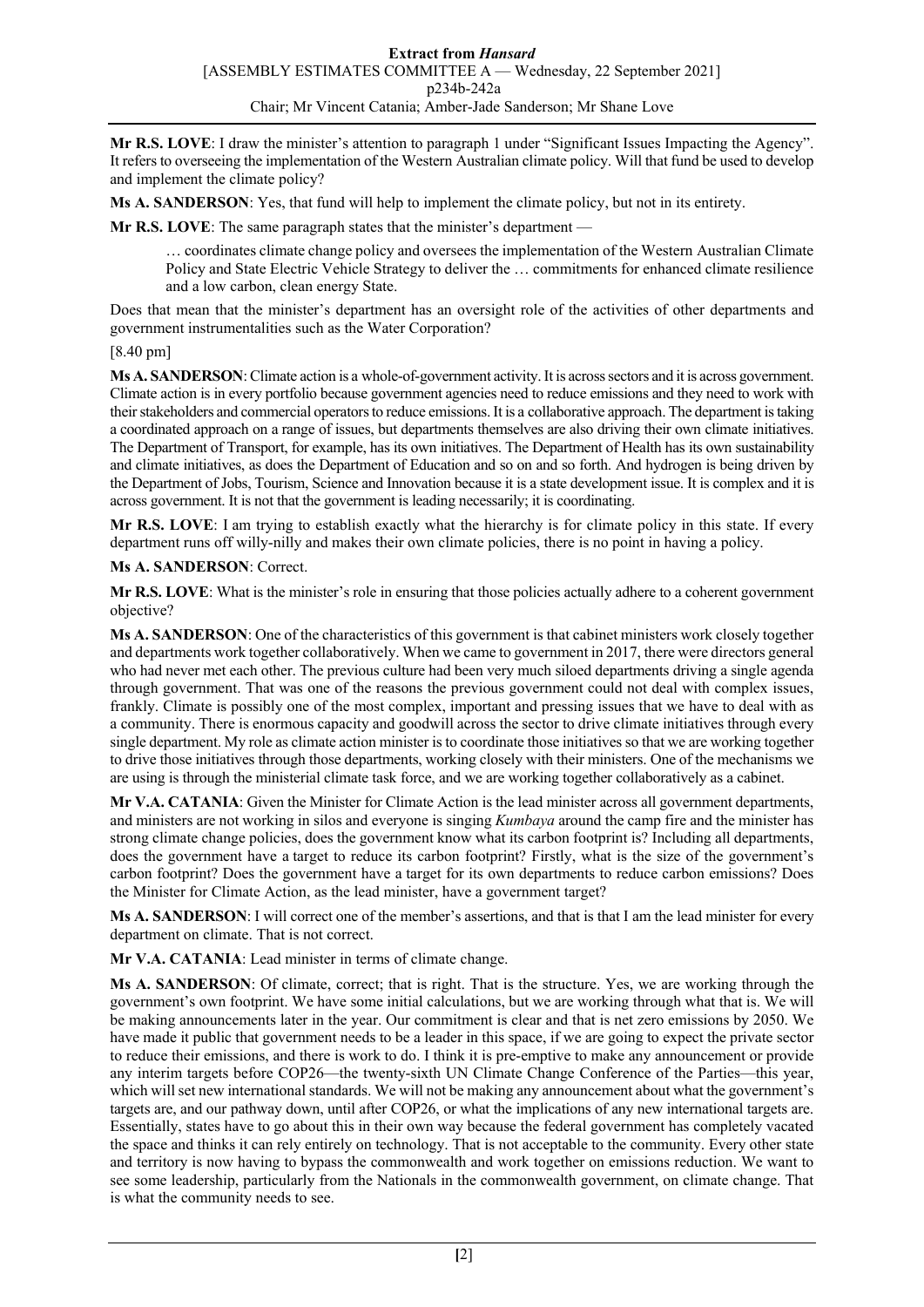**Mr R.S. LOVE**: I draw the minister's attention to paragraph 1 under "Significant Issues Impacting the Agency". It refers to overseeing the implementation of the Western Australian climate policy. Will that fund be used to develop and implement the climate policy?

**Ms A. SANDERSON**: Yes, that fund will help to implement the climate policy, but not in its entirety.

**Mr R.S. LOVE**: The same paragraph states that the minister's department —

> … coordinates climate change policy and oversees the implementation of the Western Australian Climate Policy and State Electric Vehicle Strategy to deliver the … commitments for enhanced climate resilience and a low carbon, clean energy State.

Does that mean that the minister's department has an oversight role of the activities of other departments and government instrumentalities such as the Water Corporation?

[8.40 pm]

**Ms A. SANDERSON**: Climate action is a whole-of-government activity. It is across sectors and it is across government. Climate action is in every portfolio because government agencies need to reduce emissions and they need to work with their stakeholders and commercial operators to reduce emissions. It is a collaborative approach. The department is taking a coordinated approach on a range of issues, but departments themselves are also driving their own climate initiatives. The Department of Transport, for example, has its own initiatives. The Department of Health has its own sustainability and climate initiatives, as does the Department of Education and so on and so forth. And hydrogen is being driven by the Department of Jobs, Tourism, Science and Innovation because it is a state development issue. It is complex and it is across government. It is not that the government is leading necessarily; it is coordinating.

**Mr R.S. LOVE**: I am trying to establish exactly what the hierarchy is for climate policy in this state. If every department runs off willy-nilly and makes their own climate policies, there is no point in having a policy.

**Ms A. SANDERSON**: Correct.

**Mr R.S. LOVE**: What is the minister's role in ensuring that those policies actually adhere to a coherent government objective?

**Ms A. SANDERSON**: One of the characteristics of this government is that cabinet ministers work closely together and departments work together collaboratively. When we came to government in 2017, there were directors general who had never met each other. The previous culture had been very much siloed departments driving a single agenda through government. That was one of the reasons the previous government could not deal with complex issues, frankly. Climate is possibly one of the most complex, important and pressing issues that we have to deal with as a community. There is enormous capacity and goodwill across the sector to drive climate initiatives through every single department. My role as climate action minister is to coordinate those initiatives so that we are working together to drive those initiatives through those departments, working closely with their ministers. One of the mechanisms we are using is through the ministerial climate task force, and we are working together collaboratively as a cabinet.

**Mr V.A. CATANIA**: Given the Minister for Climate Action is the lead minister across all government departments, and ministers are not working in silos and everyone is singing *Kumbaya* around the camp fire and the minister has strong climate change policies, does the government know what its carbon footprint is? Including all departments, does the government have a target to reduce its carbon footprint? Firstly, what is the size of the government's carbon footprint? Does the government have a target for its own departments to reduce carbon emissions? Does the Minister for Climate Action, as the lead minister, have a government target?

**Ms A. SANDERSON**: I will correct one of the member's assertions, and that is that I am the lead minister for every department on climate. That is not correct.

**Mr V.A. CATANIA**: Lead minister in terms of climate change.

**Ms A. SANDERSON**: Of climate, correct; that is right. That is the structure. Yes, we are working through the government's own footprint. We have some initial calculations, but we are working through what that is. We will be making announcements later in the year. Our commitment is clear and that is net zero emissions by 2050. We have made it public that government needs to be a leader in this space, if we are going to expect the private sector to reduce their emissions, and there is work to do. I think it is pre-emptive to make any announcement or provide any interim targets before COP26—the twenty-sixth UN Climate Change Conference of the Parties—this year, which will set new international standards. We will not be making any announcement about what the government's targets are, and our pathway down, until after COP26, or what the implications of any new international targets are. Essentially, states have to go about this in their own way because the federal government has completely vacated the space and thinks it can rely entirely on technology. That is not acceptable to the community. Every other state and territory is now having to bypass the commonwealth and work together on emissions reduction. We want to see some leadership, particularly from the Nationals in the commonwealth government, on climate change. That is what the community needs to see.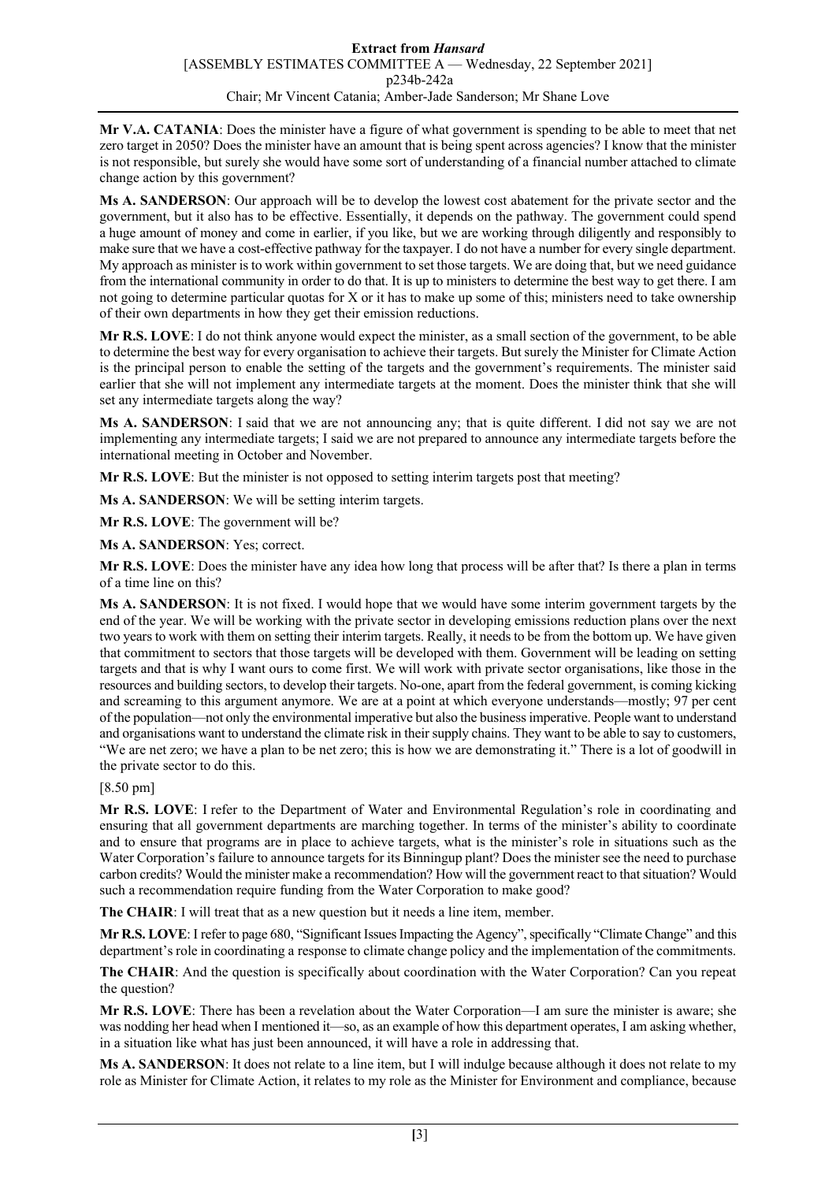**Mr V.A. CATANIA**: Does the minister have a figure of what government is spending to be able to meet that net zero target in 2050? Does the minister have an amount that is being spent across agencies? I know that the minister is not responsible, but surely she would have some sort of understanding of a financial number attached to climate change action by this government?

**Ms A. SANDERSON**: Our approach will be to develop the lowest cost abatement for the private sector and the government, but it also has to be effective. Essentially, it depends on the pathway. The government could spend a huge amount of money and come in earlier, if you like, but we are working through diligently and responsibly to make sure that we have a cost-effective pathway for the taxpayer. I do not have a number for every single department. My approach as minister is to work within government to set those targets. We are doing that, but we need guidance from the international community in order to do that. It is up to ministers to determine the best way to get there. I am not going to determine particular quotas for X or it has to make up some of this; ministers need to take ownership of their own departments in how they get their emission reductions.

**Mr R.S. LOVE**: I do not think anyone would expect the minister, as a small section of the government, to be able to determine the best way for every organisation to achieve their targets. But surely the Minister for Climate Action is the principal person to enable the setting of the targets and the government's requirements. The minister said earlier that she will not implement any intermediate targets at the moment. Does the minister think that she will set any intermediate targets along the way?

**Ms A. SANDERSON**: I said that we are not announcing any; that is quite different. I did not say we are not implementing any intermediate targets; I said we are not prepared to announce any intermediate targets before the international meeting in October and November.

**Mr R.S. LOVE**: But the minister is not opposed to setting interim targets post that meeting?

**Ms A. SANDERSON**: We will be setting interim targets.

**Mr R.S. LOVE**: The government will be?

**Ms A. SANDERSON**: Yes; correct.

**Mr R.S. LOVE**: Does the minister have any idea how long that process will be after that? Is there a plan in terms of a time line on this?

**Ms A. SANDERSON**: It is not fixed. I would hope that we would have some interim government targets by the end of the year. We will be working with the private sector in developing emissions reduction plans over the next two years to work with them on setting their interim targets. Really, it needs to be from the bottom up. We have given that commitment to sectors that those targets will be developed with them. Government will be leading on setting targets and that is why I want ours to come first. We will work with private sector organisations, like those in the resources and building sectors, to develop their targets. No-one, apart from the federal government, is coming kicking and screaming to this argument anymore. We are at a point at which everyone understands—mostly; 97 per cent of the population—not only the environmental imperative but also the business imperative. People want to understand and organisations want to understand the climate risk in their supply chains. They want to be able to say to customers, "We are net zero; we have a plan to be net zero; this is how we are demonstrating it." There is a lot of goodwill in the private sector to do this.

[8.50 pm]

**Mr R.S. LOVE**: I refer to the Department of Water and Environmental Regulation's role in coordinating and ensuring that all government departments are marching together. In terms of the minister's ability to coordinate and to ensure that programs are in place to achieve targets, what is the minister's role in situations such as the Water Corporation's failure to announce targets for its Binningup plant? Does the minister see the need to purchase carbon credits? Would the minister make a recommendation? How will the government react to that situation? Would such a recommendation require funding from the Water Corporation to make good?

**The CHAIR**: I will treat that as a new question but it needs a line item, member.

**Mr R.S. LOVE**: I refer to page 680, "Significant Issues Impacting the Agency", specifically "Climate Change" and this department's role in coordinating a response to climate change policy and the implementation of the commitments.

**The CHAIR**: And the question is specifically about coordination with the Water Corporation? Can you repeat the question?

**Mr R.S. LOVE**: There has been a revelation about the Water Corporation—I am sure the minister is aware; she was nodding her head when I mentioned it—so, as an example of how this department operates, I am asking whether, in a situation like what has just been announced, it will have a role in addressing that.

**Ms A. SANDERSON**: It does not relate to a line item, but I will indulge because although it does not relate to my role as Minister for Climate Action, it relates to my role as the Minister for Environment and compliance, because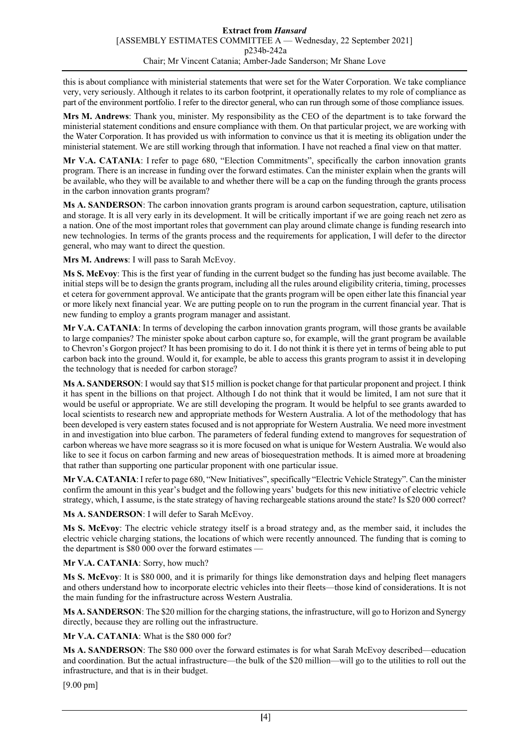this is about compliance with ministerial statements that were set for the Water Corporation. We take compliance very, very seriously. Although it relates to its carbon footprint, it operationally relates to my role of compliance as part of the environment portfolio. I refer to the director general, who can run through some of those compliance issues.

**Mrs M. Andrews**: Thank you, minister. My responsibility as the CEO of the department is to take forward the ministerial statement conditions and ensure compliance with them. On that particular project, we are working with the Water Corporation. It has provided us with information to convince us that it is meeting its obligation under the ministerial statement. We are still working through that information. I have not reached a final view on that matter.

**Mr V.A. CATANIA**: I refer to page 680, "Election Commitments", specifically the carbon innovation grants program. There is an increase in funding over the forward estimates. Can the minister explain when the grants will be available, who they will be available to and whether there will be a cap on the funding through the grants process in the carbon innovation grants program?

**Ms A. SANDERSON**: The carbon innovation grants program is around carbon sequestration, capture, utilisation and storage. It is all very early in its development. It will be critically important if we are going reach net zero as a nation. One of the most important roles that government can play around climate change is funding research into new technologies. In terms of the grants process and the requirements for application, I will defer to the director general, who may want to direct the question.

**Mrs M. Andrews**: I will pass to Sarah McEvoy.

**Ms S. McEvoy**: This is the first year of funding in the current budget so the funding has just become available. The initial steps will be to design the grants program, including all the rules around eligibility criteria, timing, processes et cetera for government approval. We anticipate that the grants program will be open either late this financial year or more likely next financial year. We are putting people on to run the program in the current financial year. That is new funding to employ a grants program manager and assistant.

**Mr V.A. CATANIA**: In terms of developing the carbon innovation grants program, will those grants be available to large companies? The minister spoke about carbon capture so, for example, will the grant program be available to Chevron's Gorgon project? It has been promising to do it. I do not think it is there yet in terms of being able to put carbon back into the ground. Would it, for example, be able to access this grants program to assist it in developing the technology that is needed for carbon storage?

**Ms A. SANDERSON**: I would say that $15 million is pocket change for that particular proponent and project. I think it has spent in the billions on that project. Although I do not think that it would be limited, I am not sure that it would be useful or appropriate. We are still developing the program. It would be helpful to see grants awarded to local scientists to research new and appropriate methods for Western Australia. A lot of the methodology that has been developed is very eastern states focused and is not appropriate for Western Australia. We need more investment in and investigation into blue carbon. The parameters of federal funding extend to mangroves for sequestration of carbon whereas we have more seagrass so it is more focused on what is unique for Western Australia. We would also like to see it focus on carbon farming and new areas of biosequestration methods. It is aimed more at broadening that rather than supporting one particular proponent with one particular issue.

**Mr V.A. CATANIA**: I refer to page 680, "New Initiatives", specifically "Electric Vehicle Strategy". Can the minister confirm the amount in this year's budget and the following years' budgets for this new initiative of electric vehicle strategy, which, I assume, is the state strategy of having rechargeable stations around the state? Is $20 000 correct?

**Ms A. SANDERSON**: I will defer to Sarah McEvoy.

**Ms S. McEvoy**: The electric vehicle strategy itself is a broad strategy and, as the member said, it includes the electric vehicle charging stations, the locations of which were recently announced. The funding that is coming to the department is $80 000 over the forward estimates —

**Mr V.A. CATANIA**: Sorry, how much?

**Ms S. McEvoy**: It is $80 000, and it is primarily for things like demonstration days and helping fleet managers and others understand how to incorporate electric vehicles into their fleets—those kind of considerations. It is not the main funding for the infrastructure across Western Australia.

**Ms A. SANDERSON**: The $20 million for the charging stations, the infrastructure, will go to Horizon and Synergy directly, because they are rolling out the infrastructure.

**Mr V.A. CATANIA**: What is the $80 000 for?

**Ms A. SANDERSON**: The $80 000 over the forward estimates is for what Sarah McEvoy described—education and coordination. But the actual infrastructure—the bulk of the $20 million—will go to the utilities to roll out the infrastructure, and that is in their budget.

[9.00 pm]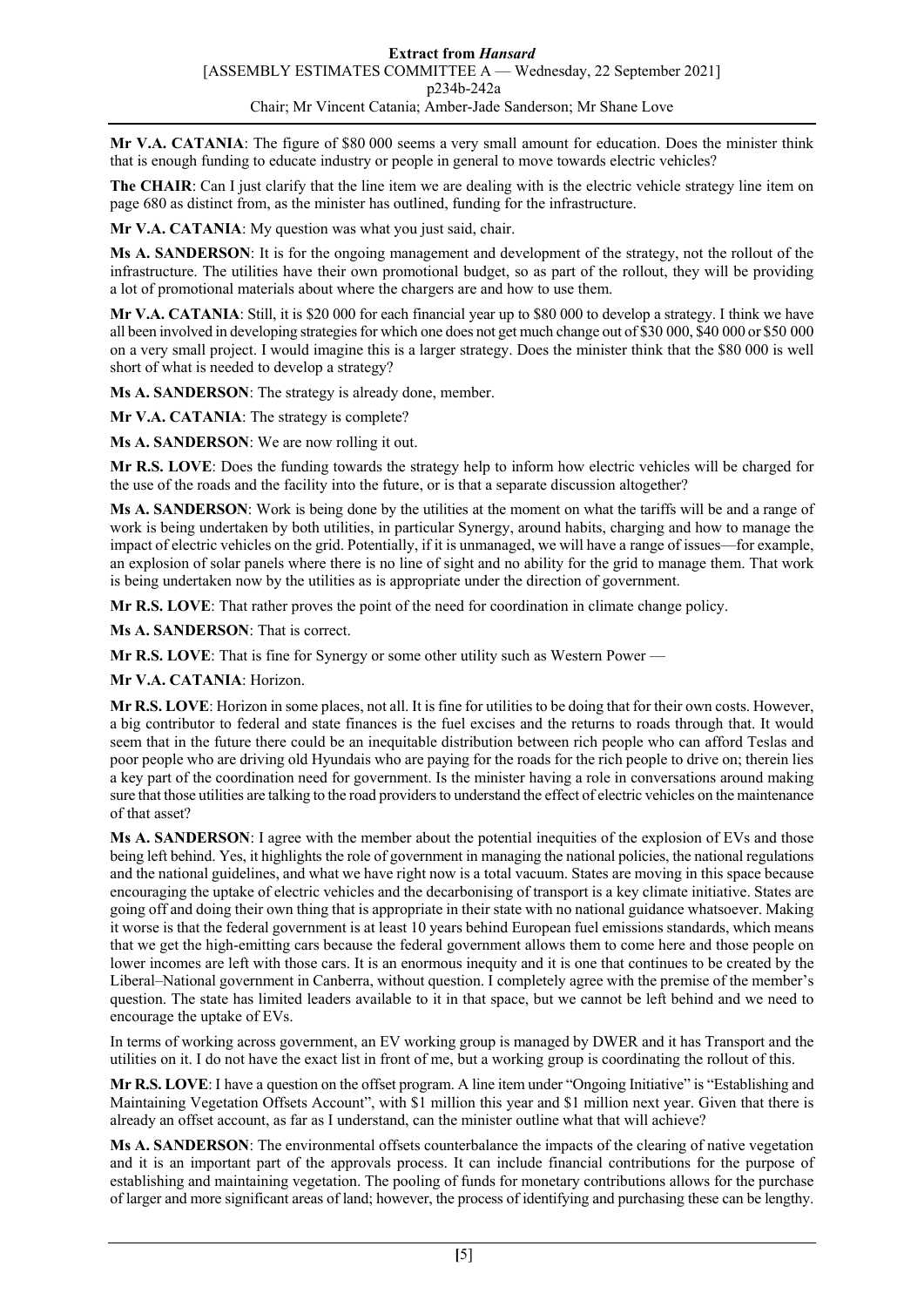**Mr V.A. CATANIA**: The figure of $80 000 seems a very small amount for education. Does the minister think that is enough funding to educate industry or people in general to move towards electric vehicles?

**The CHAIR**: Can I just clarify that the line item we are dealing with is the electric vehicle strategy line item on page 680 as distinct from, as the minister has outlined, funding for the infrastructure.

**Mr V.A. CATANIA**: My question was what you just said, chair.

**Ms A. SANDERSON**: It is for the ongoing management and development of the strategy, not the rollout of the infrastructure. The utilities have their own promotional budget, so as part of the rollout, they will be providing a lot of promotional materials about where the chargers are and how to use them.

**Mr V.A. CATANIA**: Still, it is $20 000 for each financial year up to $80 000 to develop a strategy. I think we have all been involved in developing strategies for which one does not get much change out of $30 000, $40 000 or $50 000 on a very small project. I would imagine this is a larger strategy. Does the minister think that the $80 000 is well short of what is needed to develop a strategy?

**Ms A. SANDERSON**: The strategy is already done, member.

**Mr V.A. CATANIA**: The strategy is complete?

**Ms A. SANDERSON**: We are now rolling it out.

**Mr R.S. LOVE**: Does the funding towards the strategy help to inform how electric vehicles will be charged for the use of the roads and the facility into the future, or is that a separate discussion altogether?

**Ms A. SANDERSON**: Work is being done by the utilities at the moment on what the tariffs will be and a range of work is being undertaken by both utilities, in particular Synergy, around habits, charging and how to manage the impact of electric vehicles on the grid. Potentially, if it is unmanaged, we will have a range of issues—for example, an explosion of solar panels where there is no line of sight and no ability for the grid to manage them. That work is being undertaken now by the utilities as is appropriate under the direction of government.

**Mr R.S. LOVE**: That rather proves the point of the need for coordination in climate change policy.

**Ms A. SANDERSON**: That is correct.

**Mr R.S. LOVE**: That is fine for Synergy or some other utility such as Western Power —

**Mr V.A. CATANIA**: Horizon.

**Mr R.S. LOVE**: Horizon in some places, not all. It is fine for utilities to be doing that for their own costs. However, a big contributor to federal and state finances is the fuel excises and the returns to roads through that. It would seem that in the future there could be an inequitable distribution between rich people who can afford Teslas and poor people who are driving old Hyundais who are paying for the roads for the rich people to drive on; therein lies a key part of the coordination need for government. Is the minister having a role in conversations around making sure that those utilities are talking to the road providers to understand the effect of electric vehicles on the maintenance of that asset?

**Ms A. SANDERSON**: I agree with the member about the potential inequities of the explosion of EVs and those being left behind. Yes, it highlights the role of government in managing the national policies, the national regulations and the national guidelines, and what we have right now is a total vacuum. States are moving in this space because encouraging the uptake of electric vehicles and the decarbonising of transport is a key climate initiative. States are going off and doing their own thing that is appropriate in their state with no national guidance whatsoever. Making it worse is that the federal government is at least 10 years behind European fuel emissions standards, which means that we get the high-emitting cars because the federal government allows them to come here and those people on lower incomes are left with those cars. It is an enormous inequity and it is one that continues to be created by the Liberal–National government in Canberra, without question. I completely agree with the premise of the member's question. The state has limited leaders available to it in that space, but we cannot be left behind and we need to encourage the uptake of EVs.

In terms of working across government, an EV working group is managed by DWER and it has Transport and the utilities on it. I do not have the exact list in front of me, but a working group is coordinating the rollout of this.

**Mr R.S. LOVE**: I have a question on the offset program. A line item under "Ongoing Initiative" is "Establishing and Maintaining Vegetation Offsets Account", with $1 million this year and $1 million next year. Given that there is already an offset account, as far as I understand, can the minister outline what that will achieve?

**Ms A. SANDERSON**: The environmental offsets counterbalance the impacts of the clearing of native vegetation and it is an important part of the approvals process. It can include financial contributions for the purpose of establishing and maintaining vegetation. The pooling of funds for monetary contributions allows for the purchase of larger and more significant areas of land; however, the process of identifying and purchasing these can be lengthy.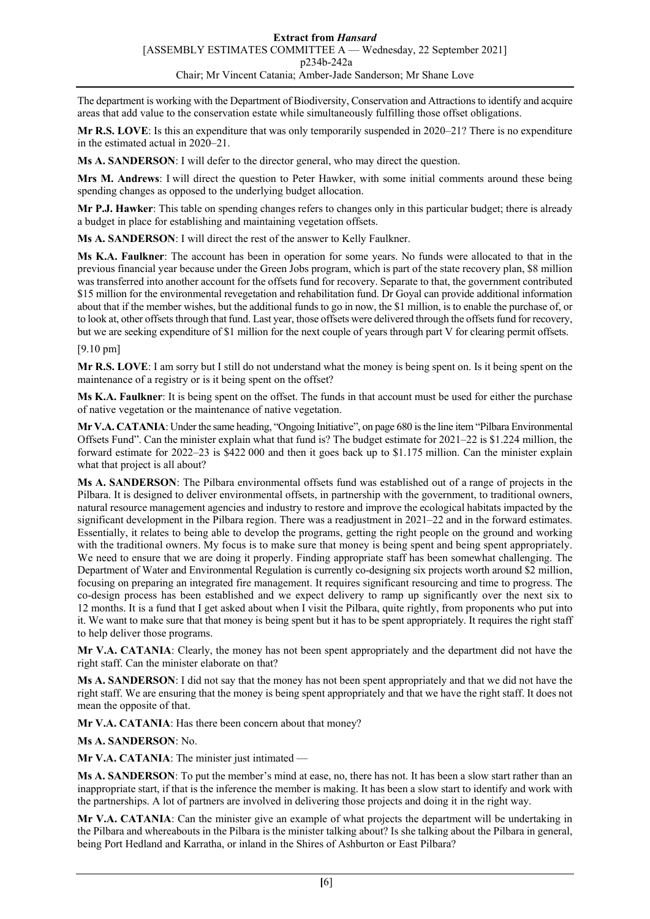The department is working with the Department of Biodiversity, Conservation and Attractions to identify and acquire areas that add value to the conservation estate while simultaneously fulfilling those offset obligations.

**Mr R.S. LOVE**: Is this an expenditure that was only temporarily suspended in 2020–21? There is no expenditure in the estimated actual in 2020–21.

**Ms A. SANDERSON**: I will defer to the director general, who may direct the question.

**Mrs M. Andrews**: I will direct the question to Peter Hawker, with some initial comments around these being spending changes as opposed to the underlying budget allocation.

**Mr P.J. Hawker**: This table on spending changes refers to changes only in this particular budget; there is already a budget in place for establishing and maintaining vegetation offsets.

**Ms A. SANDERSON**: I will direct the rest of the answer to Kelly Faulkner.

**Ms K.A. Faulkner**: The account has been in operation for some years. No funds were allocated to that in the previous financial year because under the Green Jobs program, which is part of the state recovery plan, \$8 million was transferred into another account for the offsets fund for recovery. Separate to that, the government contributed \$15 million for the environmental revegetation and rehabilitation fund. Dr Goyal can provide additional information about that if the member wishes, but the additional funds to go in now, the \$1 million, is to enable the purchase of, or to look at, other offsets through that fund. Last year, those offsets were delivered through the offsets fund for recovery, but we are seeking expenditure of \$1 million for the next couple of years through part V for clearing permit offsets.

[9.10 pm]

**Mr R.S. LOVE**: I am sorry but I still do not understand what the money is being spent on. Is it being spent on the maintenance of a registry or is it being spent on the offset?

**Ms K.A. Faulkner**: It is being spent on the offset. The funds in that account must be used for either the purchase of native vegetation or the maintenance of native vegetation.

**Mr V.A. CATANIA**: Under the same heading, "Ongoing Initiative", on page 680 is the line item "Pilbara Environmental Offsets Fund". Can the minister explain what that fund is? The budget estimate for 2021–22 is \$1.224 million, the forward estimate for 2022–23 is \$422 000 and then it goes back up to \$1.175 million. Can the minister explain what that project is all about?

**Ms A. SANDERSON**: The Pilbara environmental offsets fund was established out of a range of projects in the Pilbara. It is designed to deliver environmental offsets, in partnership with the government, to traditional owners, natural resource management agencies and industry to restore and improve the ecological habitats impacted by the significant development in the Pilbara region. There was a readjustment in 2021–22 and in the forward estimates. Essentially, it relates to being able to develop the programs, getting the right people on the ground and working with the traditional owners. My focus is to make sure that money is being spent and being spent appropriately. We need to ensure that we are doing it properly. Finding appropriate staff has been somewhat challenging. The Department of Water and Environmental Regulation is currently co-designing six projects worth around \$2 million, focusing on preparing an integrated fire management. It requires significant resourcing and time to progress. The co-design process has been established and we expect delivery to ramp up significantly over the next six to 12 months. It is a fund that I get asked about when I visit the Pilbara, quite rightly, from proponents who put into it. We want to make sure that that money is being spent but it has to be spent appropriately. It requires the right staff to help deliver those programs.

**Mr V.A. CATANIA**: Clearly, the money has not been spent appropriately and the department did not have the right staff. Can the minister elaborate on that?

**Ms A. SANDERSON**: I did not say that the money has not been spent appropriately and that we did not have the right staff. We are ensuring that the money is being spent appropriately and that we have the right staff. It does not mean the opposite of that.

**Mr V.A. CATANIA**: Has there been concern about that money?

**Ms A. SANDERSON**: No.

**Mr V.A. CATANIA**: The minister just intimated —

**Ms A. SANDERSON**: To put the member's mind at ease, no, there has not. It has been a slow start rather than an inappropriate start, if that is the inference the member is making. It has been a slow start to identify and work with the partnerships. A lot of partners are involved in delivering those projects and doing it in the right way.

**Mr V.A. CATANIA**: Can the minister give an example of what projects the department will be undertaking in the Pilbara and whereabouts in the Pilbara is the minister talking about? Is she talking about the Pilbara in general, being Port Hedland and Karratha, or inland in the Shires of Ashburton or East Pilbara?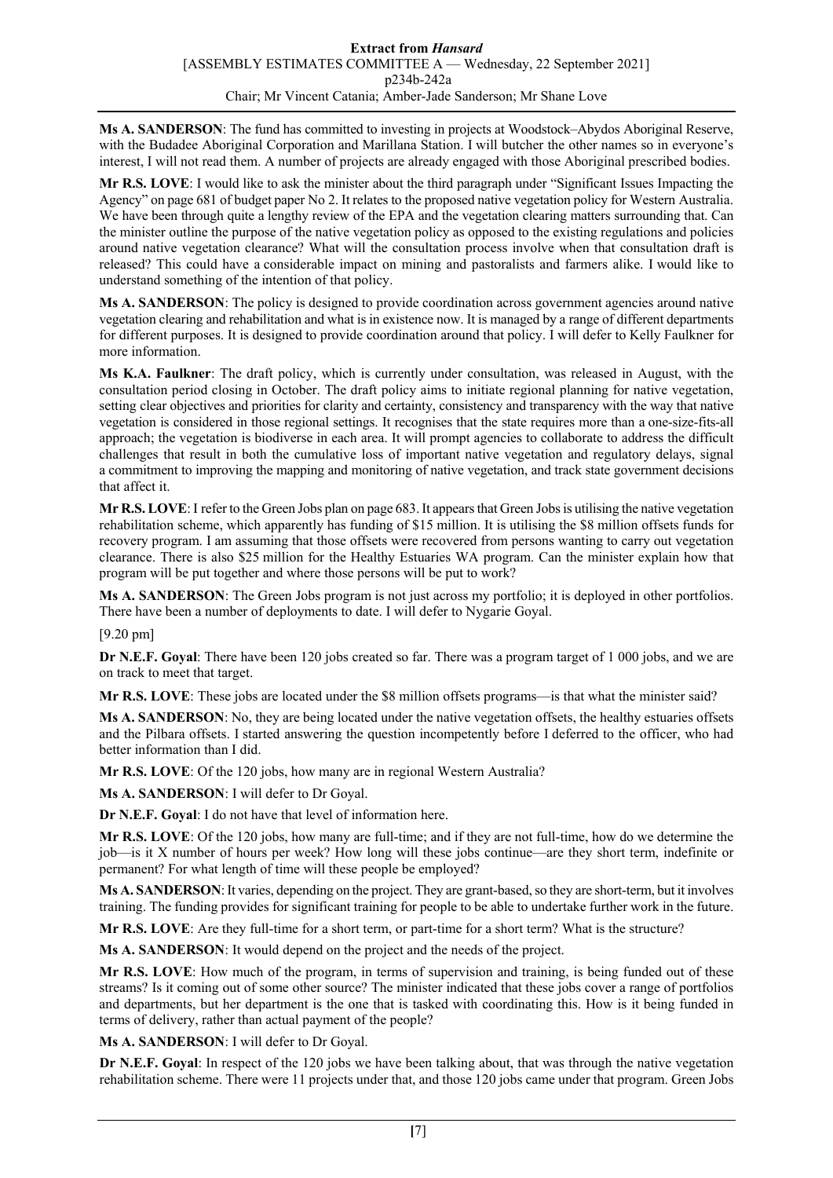**Ms A. SANDERSON**: The fund has committed to investing in projects at Woodstock–Abydos Aboriginal Reserve, with the Budadee Aboriginal Corporation and Marillana Station. I will butcher the other names so in everyone's interest, I will not read them. A number of projects are already engaged with those Aboriginal prescribed bodies.

**Mr R.S. LOVE**: I would like to ask the minister about the third paragraph under "Significant Issues Impacting the Agency" on page 681 of budget paper No 2. It relates to the proposed native vegetation policy for Western Australia. We have been through quite a lengthy review of the EPA and the vegetation clearing matters surrounding that. Can the minister outline the purpose of the native vegetation policy as opposed to the existing regulations and policies around native vegetation clearance? What will the consultation process involve when that consultation draft is released? This could have a considerable impact on mining and pastoralists and farmers alike. I would like to understand something of the intention of that policy.

**Ms A. SANDERSON**: The policy is designed to provide coordination across government agencies around native vegetation clearing and rehabilitation and what is in existence now. It is managed by a range of different departments for different purposes. It is designed to provide coordination around that policy. I will defer to Kelly Faulkner for more information.

**Ms K.A. Faulkner**: The draft policy, which is currently under consultation, was released in August, with the consultation period closing in October. The draft policy aims to initiate regional planning for native vegetation, setting clear objectives and priorities for clarity and certainty, consistency and transparency with the way that native vegetation is considered in those regional settings. It recognises that the state requires more than a one-size-fits-all approach; the vegetation is biodiverse in each area. It will prompt agencies to collaborate to address the difficult challenges that result in both the cumulative loss of important native vegetation and regulatory delays, signal a commitment to improving the mapping and monitoring of native vegetation, and track state government decisions that affect it.

**Mr R.S. LOVE**: I refer to the Green Jobs plan on page 683. It appears that Green Jobs is utilising the native vegetation rehabilitation scheme, which apparently has funding of $15 million. It is utilising the $8 million offsets funds for recovery program. I am assuming that those offsets were recovered from persons wanting to carry out vegetation clearance. There is also $25 million for the Healthy Estuaries WA program. Can the minister explain how that program will be put together and where those persons will be put to work?

**Ms A. SANDERSON**: The Green Jobs program is not just across my portfolio; it is deployed in other portfolios. There have been a number of deployments to date. I will defer to Nygarie Goyal.

[9.20 pm]

**Dr N.E.F. Goyal**: There have been 120 jobs created so far. There was a program target of 1 000 jobs, and we are on track to meet that target.

**Mr R.S. LOVE**: These jobs are located under the $8 million offsets programs—is that what the minister said?

**Ms A. SANDERSON**: No, they are being located under the native vegetation offsets, the healthy estuaries offsets and the Pilbara offsets. I started answering the question incompetently before I deferred to the officer, who had better information than I did.

**Mr R.S. LOVE**: Of the 120 jobs, how many are in regional Western Australia?

**Ms A. SANDERSON**: I will defer to Dr Goyal.

**Dr N.E.F. Goyal**: I do not have that level of information here.

**Mr R.S. LOVE**: Of the 120 jobs, how many are full-time; and if they are not full-time, how do we determine the job—is it X number of hours per week? How long will these jobs continue—are they short term, indefinite or permanent? For what length of time will these people be employed?

**Ms A. SANDERSON**: It varies, depending on the project. They are grant-based, so they are short-term, but it involves training. The funding provides for significant training for people to be able to undertake further work in the future.

**Mr R.S. LOVE**: Are they full-time for a short term, or part-time for a short term? What is the structure?

**Ms A. SANDERSON**: It would depend on the project and the needs of the project.

**Mr R.S. LOVE**: How much of the program, in terms of supervision and training, is being funded out of these streams? Is it coming out of some other source? The minister indicated that these jobs cover a range of portfolios and departments, but her department is the one that is tasked with coordinating this. How is it being funded in terms of delivery, rather than actual payment of the people?

**Ms A. SANDERSON**: I will defer to Dr Goyal.

**Dr N.E.F. Goyal**: In respect of the 120 jobs we have been talking about, that was through the native vegetation rehabilitation scheme. There were 11 projects under that, and those 120 jobs came under that program. Green Jobs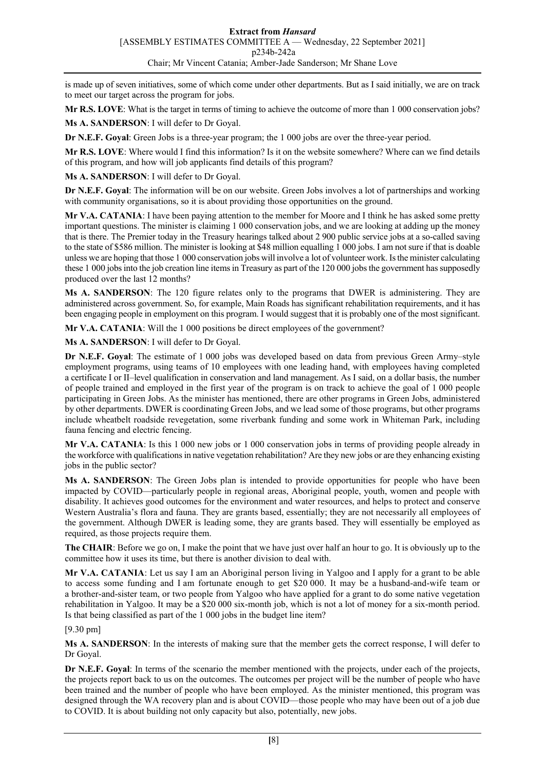is made up of seven initiatives, some of which come under other departments. But as I said initially, we are on track to meet our target across the program for jobs.

**Mr R.S. LOVE**: What is the target in terms of timing to achieve the outcome of more than 1 000 conservation jobs?

**Ms A. SANDERSON**: I will defer to Dr Goyal.

**Dr N.E.F. Goyal**: Green Jobs is a three-year program; the 1 000 jobs are over the three-year period.

**Mr R.S. LOVE**: Where would I find this information? Is it on the website somewhere? Where can we find details of this program, and how will job applicants find details of this program?

**Ms A. SANDERSON**: I will defer to Dr Goyal.

**Dr N.E.F. Goyal**: The information will be on our website. Green Jobs involves a lot of partnerships and working with community organisations, so it is about providing those opportunities on the ground.

**Mr V.A. CATANIA**: I have been paying attention to the member for Moore and I think he has asked some pretty important questions. The minister is claiming 1 000 conservation jobs, and we are looking at adding up the money that is there. The Premier today in the Treasury hearings talked about 2 900 public service jobs at a so-called saving to the state of $586 million. The minister is looking at $48 million equalling 1 000 jobs. I am not sure if that is doable unless we are hoping that those 1 000 conservation jobs will involve a lot of volunteer work. Is the minister calculating these 1 000 jobs into the job creation line items in Treasury as part of the 120 000 jobs the government has supposedly produced over the last 12 months?

**Ms A. SANDERSON**: The 120 figure relates only to the programs that DWER is administering. They are administered across government. So, for example, Main Roads has significant rehabilitation requirements, and it has been engaging people in employment on this program. I would suggest that it is probably one of the most significant.

**Mr V.A. CATANIA**: Will the 1 000 positions be direct employees of the government?

**Ms A. SANDERSON**: I will defer to Dr Goyal.

**Dr N.E.F. Goyal**: The estimate of 1 000 jobs was developed based on data from previous Green Army–style employment programs, using teams of 10 employees with one leading hand, with employees having completed a certificate I or II–level qualification in conservation and land management. As I said, on a dollar basis, the number of people trained and employed in the first year of the program is on track to achieve the goal of 1 000 people participating in Green Jobs. As the minister has mentioned, there are other programs in Green Jobs, administered by other departments. DWER is coordinating Green Jobs, and we lead some of those programs, but other programs include wheatbelt roadside revegetation, some riverbank funding and some work in Whiteman Park, including fauna fencing and electric fencing.

**Mr V.A. CATANIA**: Is this 1 000 new jobs or 1 000 conservation jobs in terms of providing people already in the workforce with qualifications in native vegetation rehabilitation? Are they new jobs or are they enhancing existing jobs in the public sector?

**Ms A. SANDERSON**: The Green Jobs plan is intended to provide opportunities for people who have been impacted by COVID—particularly people in regional areas, Aboriginal people, youth, women and people with disability. It achieves good outcomes for the environment and water resources, and helps to protect and conserve Western Australia's flora and fauna. They are grants based, essentially; they are not necessarily all employees of the government. Although DWER is leading some, they are grants based. They will essentially be employed as required, as those projects require them.

**The CHAIR**: Before we go on, I make the point that we have just over half an hour to go. It is obviously up to the committee how it uses its time, but there is another division to deal with.

**Mr V.A. CATANIA**: Let us say I am an Aboriginal person living in Yalgoo and I apply for a grant to be able to access some funding and I am fortunate enough to get $20 000. It may be a husband-and-wife team or a brother-and-sister team, or two people from Yalgoo who have applied for a grant to do some native vegetation rehabilitation in Yalgoo. It may be a $20 000 six-month job, which is not a lot of money for a six-month period. Is that being classified as part of the 1 000 jobs in the budget line item?

[9.30 pm]

**Ms A. SANDERSON**: In the interests of making sure that the member gets the correct response, I will defer to Dr Goyal.

**Dr N.E.F. Goyal**: In terms of the scenario the member mentioned with the projects, under each of the projects, the projects report back to us on the outcomes. The outcomes per project will be the number of people who have been trained and the number of people who have been employed. As the minister mentioned, this program was designed through the WA recovery plan and is about COVID—those people who may have been out of a job due to COVID. It is about building not only capacity but also, potentially, new jobs.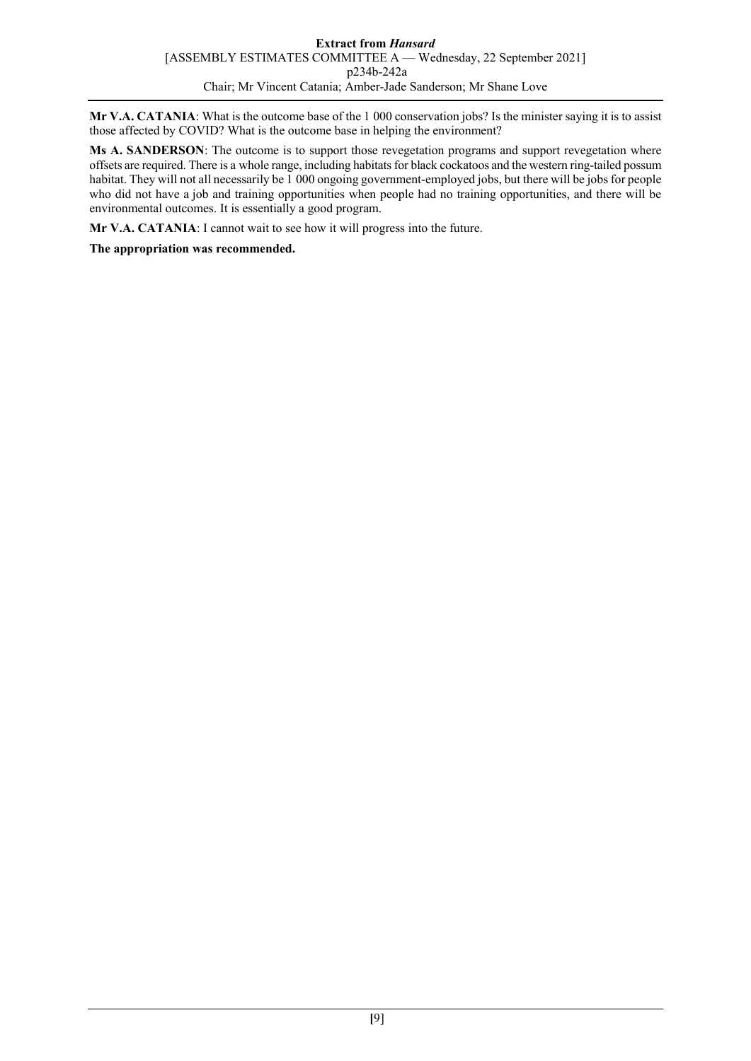**Mr V.A. CATANIA**: What is the outcome base of the 1 000 conservation jobs? Is the minister saying it is to assist those affected by COVID? What is the outcome base in helping the environment?

**Ms A. SANDERSON**: The outcome is to support those revegetation programs and support revegetation where offsets are required. There is a whole range, including habitats for black cockatoos and the western ring-tailed possum habitat. They will not all necessarily be 1 000 ongoing government-employed jobs, but there will be jobs for people who did not have a job and training opportunities when people had no training opportunities, and there will be environmental outcomes. It is essentially a good program.

**Mr V.A. CATANIA**: I cannot wait to see how it will progress into the future.

**The appropriation was recommended.**